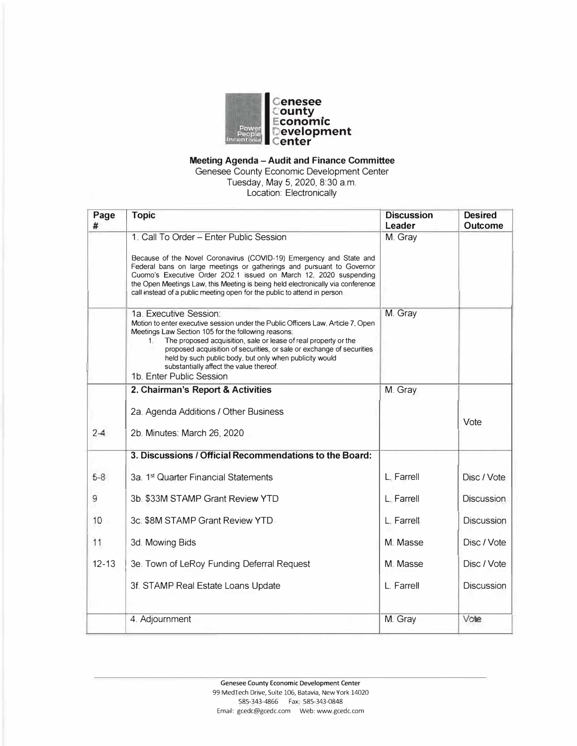Genesee County Economic Development Center

Power People Incentives

## Meeting Agenda – Audit and Finance Committee

Genesee County Economic Development Center
Tuesday, May 5, 2020, 8:30 a.m.
Location: Electronically

| Page # | Topic | Discussion Leader | Desired Outcome |
|---|---|---|---|
| | 1. Call To Order – Enter Public Session<br><br>Because of the Novel Coronavirus (COVID-19) Emergency and State and Federal bans on large meetings or gatherings and pursuant to Governor Cuomo's Executive Order 202.1 issued on March 12, 2020 suspending the Open Meetings Law, this Meeting is being held electronically via conference call instead of a public meeting open for the public to attend in person. | M. Gray | |
| | 1a. Executive Session:<br>Motion to enter executive session under the Public Officers Law, Article 7, Open Meetings Law Section 105 for the following reasons:<br>1. The proposed acquisition, sale or lease of real property or the proposed acquisition of securities, or sale or exchange of securities held by such public body, but only when publicity would substantially affect the value thereof.<br>1b. Enter Public Session | M. Gray | |
| | **2. Chairman's Report & Activities** | M. Gray | |
| | 2a. Agenda Additions / Other Business | | Vote |
| 2-4 | 2b. Minutes: March 26, 2020 | | |
| | **3. Discussions / Official Recommendations to the Board:** | | |
| 5-8 | 3a. 1st Quarter Financial Statements | L. Farrell | Disc / Vote |
| 9 | 3b. $33M STAMP Grant Review YTD | L. Farrell | Discussion |
| 10 | 3c. $8M STAMP Grant Review YTD | L. Farrell | Discussion |
| 11 | 3d. Mowing Bids | M. Masse | Disc / Vote |
| 12-13 | 3e. Town of LeRoy Funding Deferral Request | M. Masse | Disc / Vote |
| | 3f. STAMP Real Estate Loans Update | L. Farrell | Discussion |
| | 4. Adjournment | M. Gray | Vote |

**Genesee County Economic Development Center**
99 MedTech Drive, Suite 106, Batavia, New York 14020
585-343-4866 Fax: 585-343-0848
Email: gcedc@gcedc.com Web: www.gcedc.com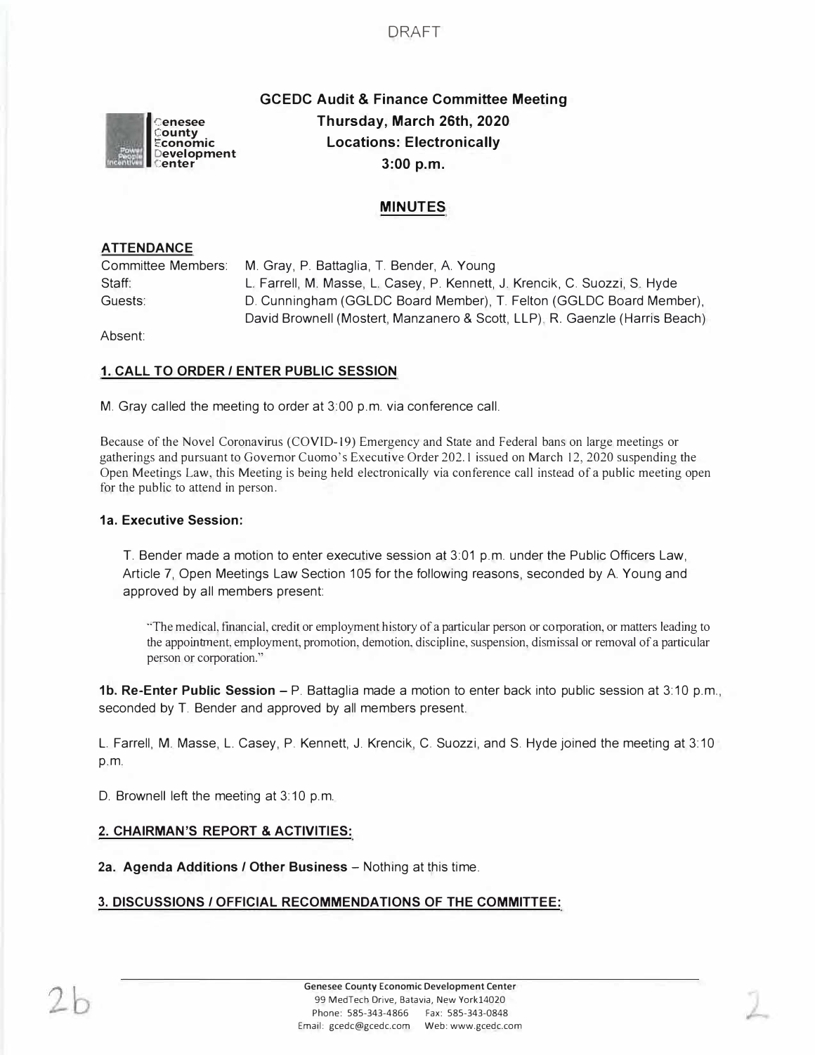DRAFT

# GCEDC Audit & Finance Committee Meeting

**Thursday, March 26th, 2020**
**Locations: Electronically**
**3:00 p.m.**

## MINUTES

### ATTENDANCE

Committee Members: M. Gray, P. Battaglia, T. Bender, A. Young
Staff: L. Farrell, M. Masse, L. Casey, P. Kennett, J. Krencik, C. Suozzi, S. Hyde
Guests: D. Cunningham (GGLDC Board Member), T. Felton (GGLDC Board Member), David Brownell (Mostert, Manzanero & Scott, LLP), R. Gaenzle (Harris Beach)
Absent:

### 1. CALL TO ORDER / ENTER PUBLIC SESSION

M. Gray called the meeting to order at 3:00 p.m. via conference call.

Because of the Novel Coronavirus (COVID-19) Emergency and State and Federal bans on large meetings or gatherings and pursuant to Governor Cuomo's Executive Order 202.1 issued on March 12, 2020 suspending the Open Meetings Law, this Meeting is being held electronically via conference call instead of a public meeting open for the public to attend in person.

**1a. Executive Session:**

T. Bender made a motion to enter executive session at 3:01 p.m. under the Public Officers Law, Article 7, Open Meetings Law Section 105 for the following reasons, seconded by A. Young and approved by all members present:

> "The medical, financial, credit or employment history of a particular person or corporation, or matters leading to the appointment, employment, promotion, demotion, discipline, suspension, dismissal or removal of a particular person or corporation."

**1b. Re-Enter Public Session** – P. Battaglia made a motion to enter back into public session at 3:10 p.m., seconded by T. Bender and approved by all members present.

L. Farrell, M. Masse, L. Casey, P. Kennett, J. Krencik, C. Suozzi, and S. Hyde joined the meeting at 3:10 p.m.

D. Brownell left the meeting at 3:10 p.m.

### 2. CHAIRMAN'S REPORT & ACTIVITIES:

**2a. Agenda Additions / Other Business** – Nothing at this time.

### 3. DISCUSSIONS / OFFICIAL RECOMMENDATIONS OF THE COMMITTEE:

2b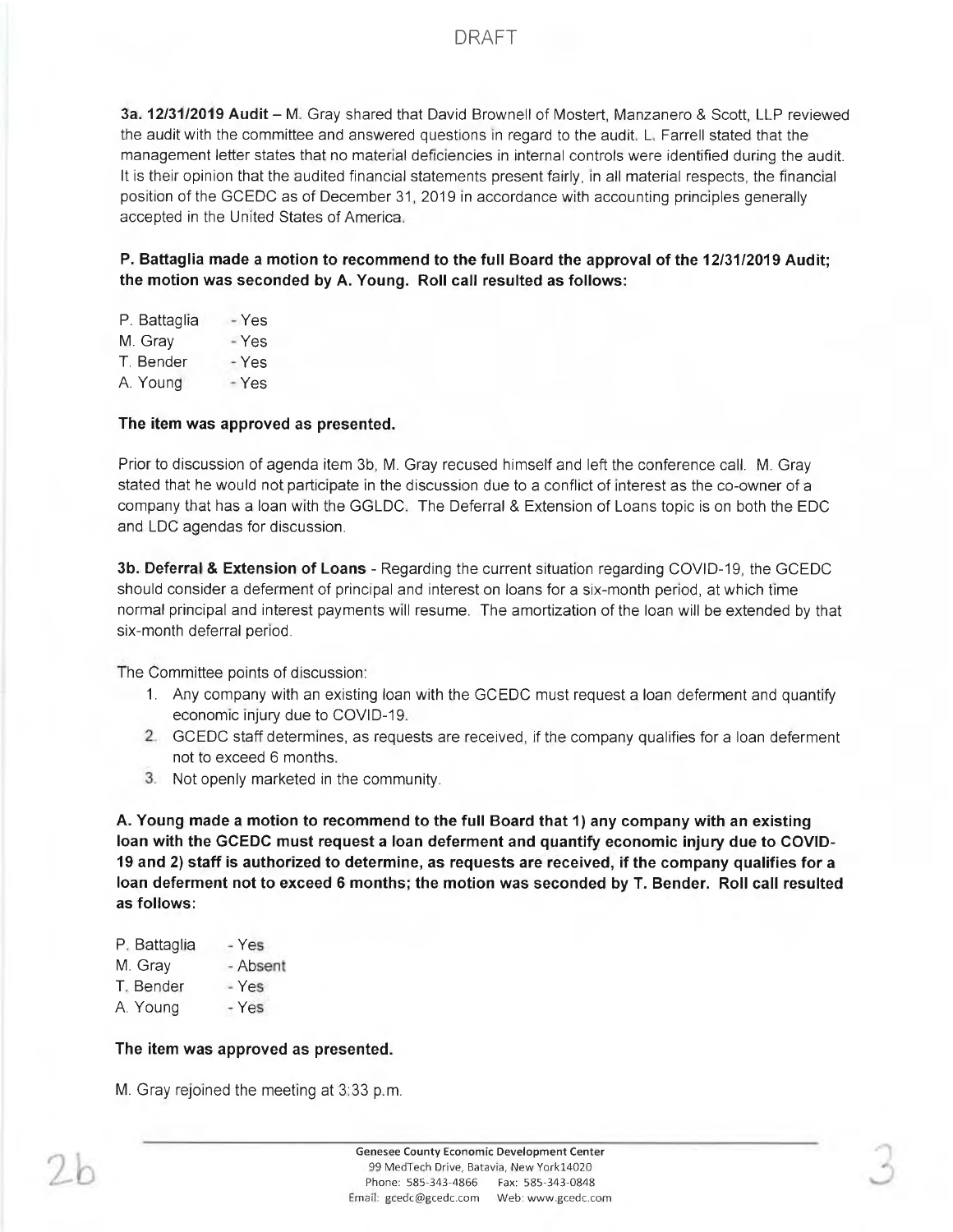DRAFT

**3a. 12/31/2019 Audit** – M. Gray shared that David Brownell of Mostert, Manzanero & Scott, LLP reviewed the audit with the committee and answered questions in regard to the audit. L. Farrell stated that the management letter states that no material deficiencies in internal controls were identified during the audit. It is their opinion that the audited financial statements present fairly, in all material respects, the financial position of the GCEDC as of December 31, 2019 in accordance with accounting principles generally accepted in the United States of America.

**P. Battaglia made a motion to recommend to the full Board the approval of the 12/31/2019 Audit; the motion was seconded by A. Young. Roll call resulted as follows:**

P. Battaglia - Yes
M. Gray - Yes
T. Bender - Yes
A. Young - Yes

**The item was approved as presented.**

Prior to discussion of agenda item 3b, M. Gray recused himself and left the conference call. M. Gray stated that he would not participate in the discussion due to a conflict of interest as the co-owner of a company that has a loan with the GGLDC. The Deferral & Extension of Loans topic is on both the EDC and LDC agendas for discussion.

**3b. Deferral & Extension of Loans** - Regarding the current situation regarding COVID-19, the GCEDC should consider a deferment of principal and interest on loans for a six-month period, at which time normal principal and interest payments will resume. The amortization of the loan will be extended by that six-month deferral period.

The Committee points of discussion:

1. Any company with an existing loan with the GCEDC must request a loan deferment and quantify economic injury due to COVID-19.
2. GCEDC staff determines, as requests are received, if the company qualifies for a loan deferment not to exceed 6 months.
3. Not openly marketed in the community.

**A. Young made a motion to recommend to the full Board that 1) any company with an existing loan with the GCEDC must request a loan deferment and quantify economic injury due to COVID-19 and 2) staff is authorized to determine, as requests are received, if the company qualifies for a loan deferment not to exceed 6 months; the motion was seconded by T. Bender. Roll call resulted as follows:**

P. Battaglia - Yes
M. Gray - Absent
T. Bender - Yes
A. Young - Yes

**The item was approved as presented.**

M. Gray rejoined the meeting at 3:33 p.m.

2b

**Genesee County Economic Development Center**
99 MedTech Drive, Batavia, New York14020
Phone: 585-343-4866 Fax: 585-343-0848
Email: gcedc@gcedc.com Web: www.gcedc.com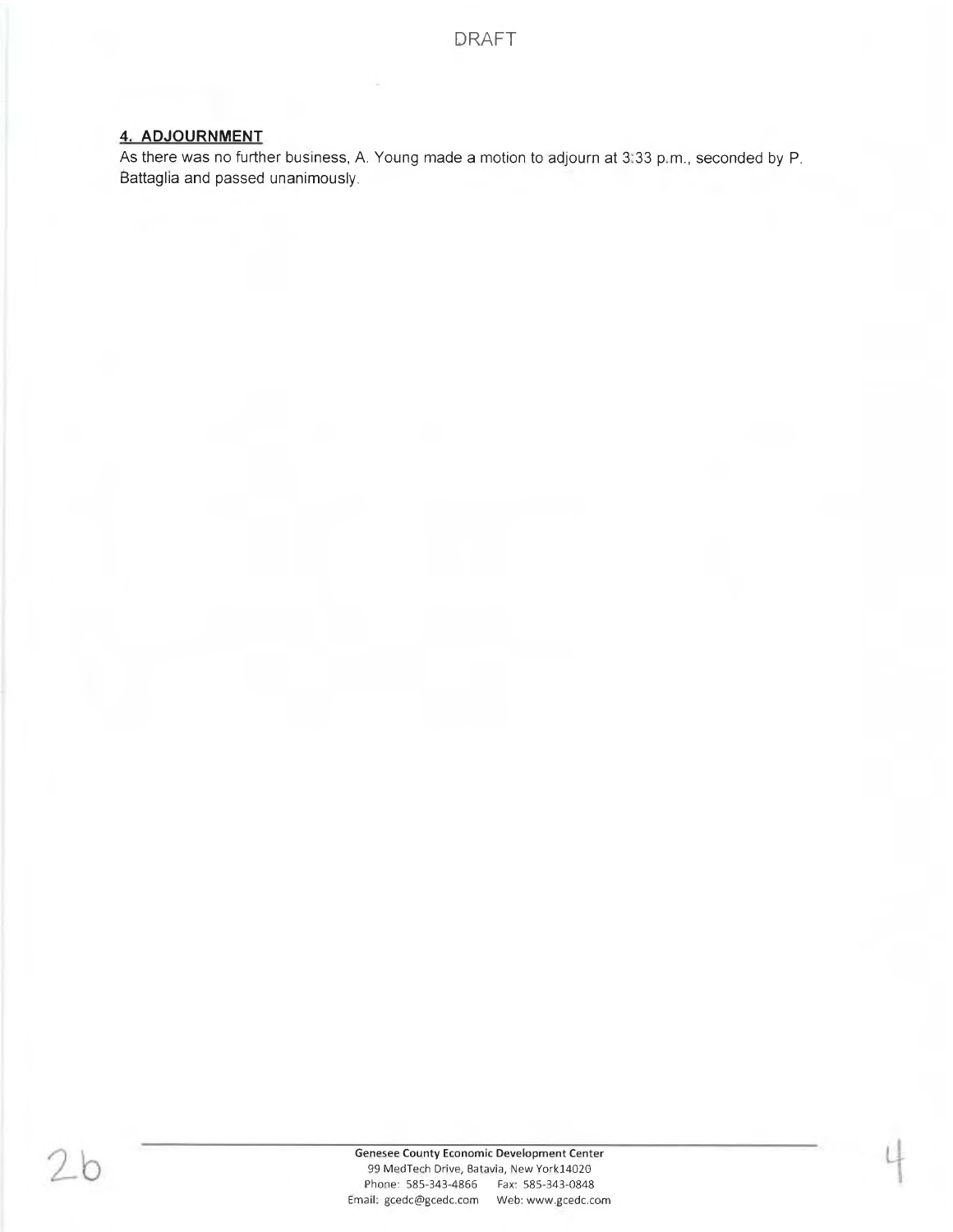DRAFT

**4. ADJOURNMENT**

As there was no further business, A. Young made a motion to adjourn at 3:33 p.m., seconded by P. Battaglia and passed unanimously.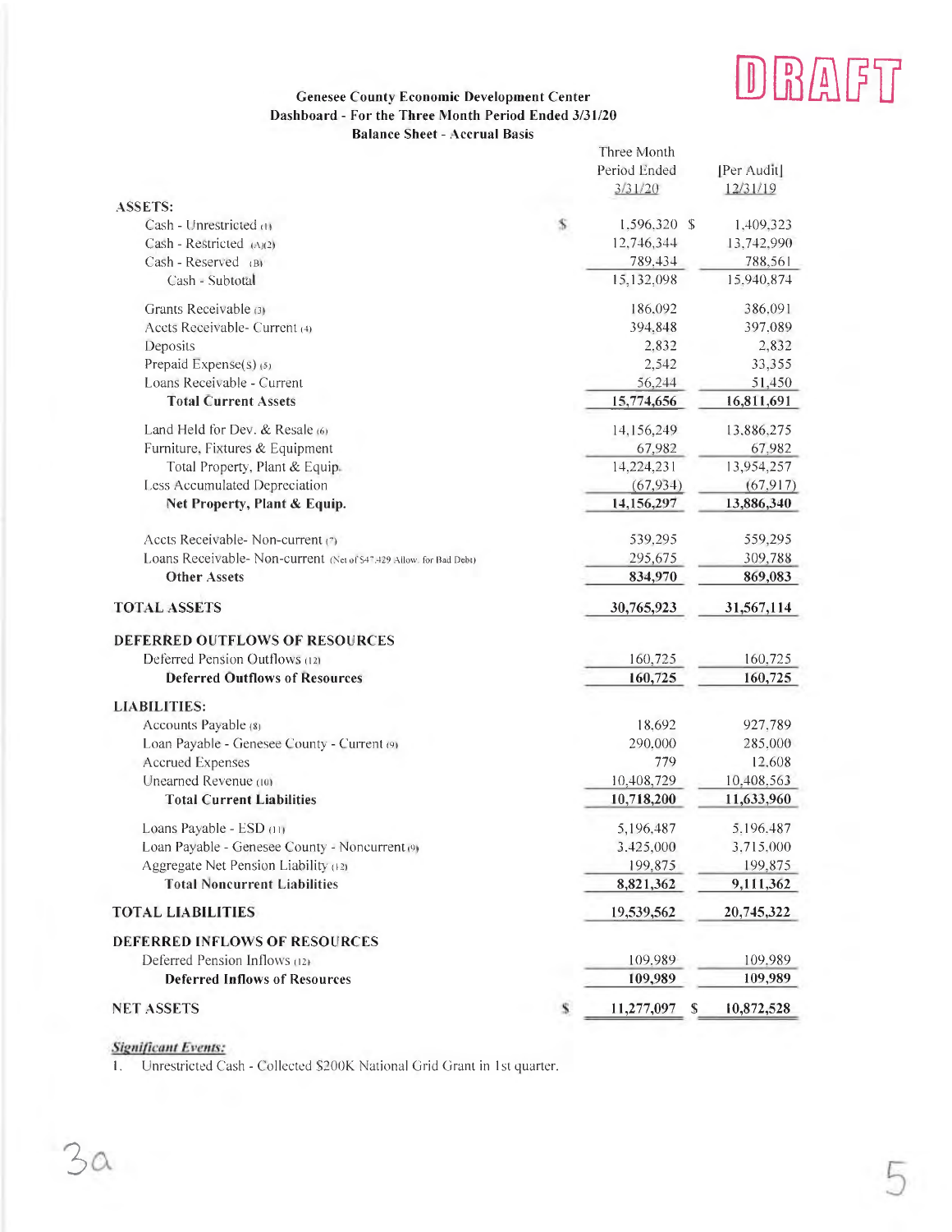DRAFT

**Genesee County Economic Development Center**
**Dashboard - For the Three Month Period Ended 3/31/20**
**Balance Sheet - Accrual Basis**

| | Three Month Period Ended 3/31/20 | [Per Audit] 12/31/19 |
|---|---|---|
| **ASSETS:** | | |
| Cash - Unrestricted (1) | $ 1,596,320 | $ 1,409,323 |
| Cash - Restricted (A)(2) | 12,746,344 | 13,742,990 |
| Cash - Reserved (B) | 789,434 | 788,561 |
| Cash - Subtotal | 15,132,098 | 15,940,874 |
| Grants Receivable (3) | 186,092 | 386,091 |
| Accts Receivable- Current (4) | 394,848 | 397,089 |
| Deposits | 2,832 | 2,832 |
| Prepaid Expense(s) (5) | 2,542 | 33,355 |
| Loans Receivable - Current | 56,244 | 51,450 |
| **Total Current Assets** | **15,774,656** | **16,811,691** |
| Land Held for Dev. & Resale (6) | 14,156,249 | 13,886,275 |
| Furniture, Fixtures & Equipment | 67,982 | 67,982 |
| Total Property, Plant & Equip. | 14,224,231 | 13,954,257 |
| Less Accumulated Depreciation | (67,934) | (67,917) |
| **Net Property, Plant & Equip.** | **14,156,297** | **13,886,340** |
| Accts Receivable- Non-current (7) | 539,295 | 559,295 |
| Loans Receivable- Non-current (Net of $47,429 Allow. for Bad Debt) | 295,675 | 309,788 |
| **Other Assets** | **834,970** | **869,083** |
| **TOTAL ASSETS** | **30,765,923** | **31,567,114** |
| **DEFERRED OUTFLOWS OF RESOURCES** | | |
| Deferred Pension Outflows (12) | 160,725 | 160,725 |
| **Deferred Outflows of Resources** | **160,725** | **160,725** |
| **LIABILITIES:** | | |
| Accounts Payable (8) | 18,692 | 927,789 |
| Loan Payable - Genesee County - Current (9) | 290,000 | 285,000 |
| Accrued Expenses | 779 | 12,608 |
| Unearned Revenue (10) | 10,408,729 | 10,408,563 |
| **Total Current Liabilities** | **10,718,200** | **11,633,960** |
| Loans Payable - ESD (11) | 5,196,487 | 5,196,487 |
| Loan Payable - Genesee County - Noncurrent (9) | 3,425,000 | 3,715,000 |
| Aggregate Net Pension Liability (12) | 199,875 | 199,875 |
| **Total Noncurrent Liabilities** | **8,821,362** | **9,111,362** |
| **TOTAL LIABILITIES** | **19,539,562** | **20,745,322** |
| **DEFERRED INFLOWS OF RESOURCES** | | |
| Deferred Pension Inflows (12) | 109,989 | 109,989 |
| **Deferred Inflows of Resources** | **109,989** | **109,989** |
| **NET ASSETS** | **$ 11,277,097** | **$ 10,872,528** |

***Significant Events:***

1. Unrestricted Cash - Collected $200K National Grid Grant in 1st quarter.

3a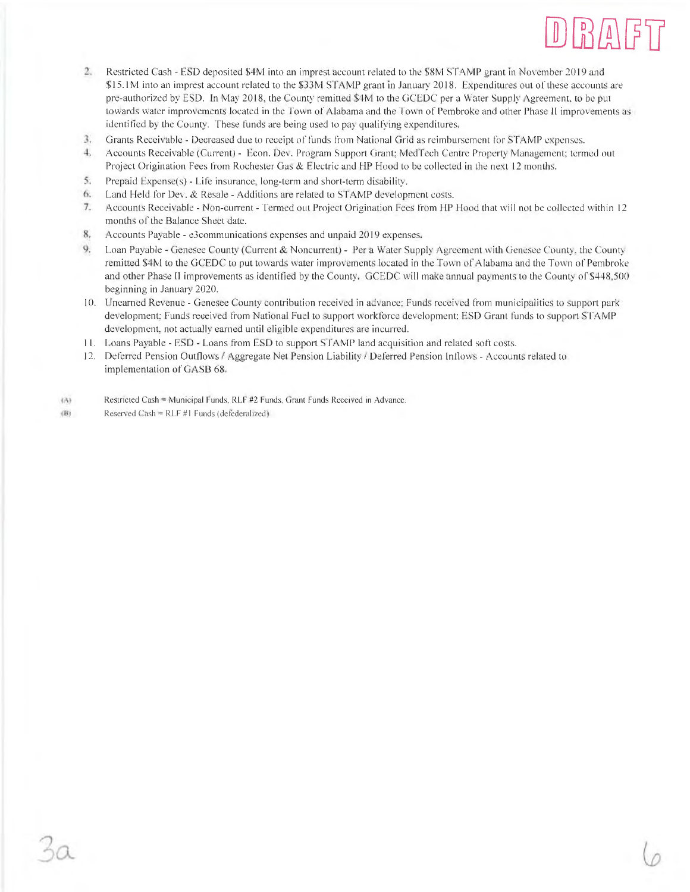DRAFT

2. Restricted Cash - ESD deposited $4M into an imprest account related to the $8M STAMP grant in November 2019 and $15.1M into an imprest account related to the $33M STAMP grant in January 2018. Expenditures out of these accounts are pre-authorized by ESD. In May 2018, the County remitted $4M to the GCEDC per a Water Supply Agreement, to be put towards water improvements located in the Town of Alabama and the Town of Pembroke and other Phase II improvements as identified by the County. These funds are being used to pay qualifying expenditures.
3. Grants Receivable - Decreased due to receipt of funds from National Grid as reimbursement for STAMP expenses.
4. Accounts Receivable (Current) - Econ. Dev. Program Support Grant; MedTech Centre Property Management; termed out Project Origination Fees from Rochester Gas & Electric and HP Hood to be collected in the next 12 months.
5. Prepaid Expense(s) - Life insurance, long-term and short-term disability.
6. Land Held for Dev. & Resale - Additions are related to STAMP development costs.
7. Accounts Receivable - Non-current - Termed out Project Origination Fees from HP Hood that will not be collected within 12 months of the Balance Sheet date.
8. Accounts Payable - e3communications expenses and unpaid 2019 expenses.
9. Loan Payable - Genesee County (Current & Noncurrent) - Per a Water Supply Agreement with Genesee County, the County remitted $4M to the GCEDC to put towards water improvements located in the Town of Alabama and the Town of Pembroke and other Phase II improvements as identified by the County. GCEDC will make annual payments to the County of $448,500 beginning in January 2020.
10. Unearned Revenue - Genesee County contribution received in advance; Funds received from municipalities to support park development; Funds received from National Fuel to support workforce development; ESD Grant funds to support STAMP development, not actually earned until eligible expenditures are incurred.
11. Loans Payable - ESD - Loans from ESD to support STAMP land acquisition and related soft costs.
12. Deferred Pension Outflows / Aggregate Net Pension Liability / Deferred Pension Inflows - Accounts related to implementation of GASB 68.

(A) Restricted Cash = Municipal Funds, RLF #2 Funds, Grant Funds Received in Advance.

(B) Reserved Cash = RLF #1 Funds (defederalized)

3a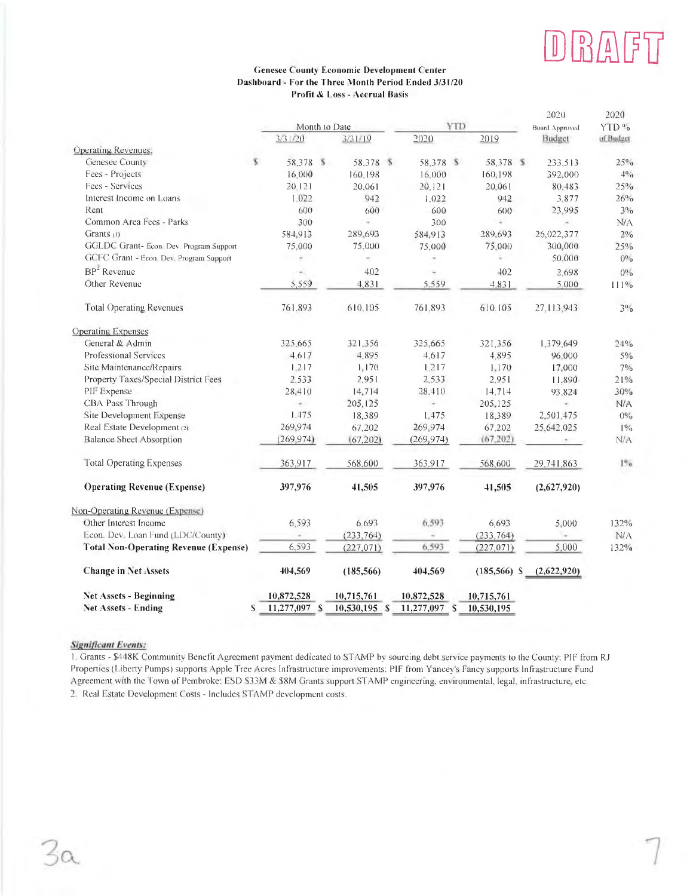DRAFT

### Genesee County Economic Development Center
### Dashboard - For the Three Month Period Ended 3/31/20
### Profit & Loss - Accrual Basis

| | Month to Date 3/31/20 | Month to Date 3/31/19 | YTD 2020 | YTD 2019 | 2020 Board Approved Budget | 2020 YTD % of Budget |
|---|---|---|---|---|---|---|
| Operating Revenues: | | | | | | |
| Genesee County | $ 58,378 | $ 58,378 | $ 58,378 | $ 58,378 | $ 233,513 | 25% |
| Fees - Projects | 16,000 | 160,198 | 16,000 | 160,198 | 392,000 | 4% |
| Fees - Services | 20,121 | 20,061 | 20,121 | 20,061 | 80,483 | 25% |
| Interest Income on Loans | 1,022 | 942 | 1,022 | 942 | 3,877 | 26% |
| Rent | 600 | 600 | 600 | 600 | 23,995 | 3% |
| Common Area Fees - Parks | 300 | - | 300 | - | - | N/A |
| Grants (1) | 584,913 | 289,693 | 584,913 | 289,693 | 26,022,377 | 2% |
| GGLDC Grant- Econ. Dev. Program Support | 75,000 | 75,000 | 75,000 | 75,000 | 300,000 | 25% |
| GCFC Grant - Econ. Dev. Program Support | - | - | - | - | 50,000 | 0% |
| BP[2] Revenue | - | 402 | - | 402 | 2,698 | 0% |
| Other Revenue | 5,559 | 4,831 | 5,559 | 4,831 | 5,000 | 111% |
| Total Operating Revenues | 761,893 | 610,105 | 761,893 | 610,105 | 27,113,943 | 3% |
| Operating Expenses | | | | | | |
| General & Admin | 325,665 | 321,356 | 325,665 | 321,356 | 1,379,649 | 24% |
| Professional Services | 4,617 | 4,895 | 4,617 | 4,895 | 96,000 | 5% |
| Site Maintenance/Repairs | 1,217 | 1,170 | 1,217 | 1,170 | 17,000 | 7% |
| Property Taxes/Special District Fees | 2,533 | 2,951 | 2,533 | 2,951 | 11,890 | 21% |
| PIF Expense | 28,410 | 14,714 | 28,410 | 14,714 | 93,824 | 30% |
| CBA Pass Through | - | 205,125 | - | 205,125 | - | N/A |
| Site Development Expense | 1,475 | 18,389 | 1,475 | 18,389 | 2,501,475 | 0% |
| Real Estate Development (2) | 269,974 | 67,202 | 269,974 | 67,202 | 25,642,025 | 1% |
| Balance Sheet Absorption | (269,974) | (67,202) | (269,974) | (67,202) | - | N/A |
| Total Operating Expenses | 363,917 | 568,600 | 363,917 | 568,600 | 29,741,863 | 1% |
| **Operating Revenue (Expense)** | **397,976** | **41,505** | **397,976** | **41,505** | **(2,627,920)** | |
| Non-Operating Revenue (Expense) | | | | | | |
| Other Interest Income | 6,593 | 6,693 | 6,593 | 6,693 | 5,000 | 132% |
| Econ. Dev. Loan Fund (LDC/County) | - | (233,764) | - | (233,764) | - | N/A |
| **Total Non-Operating Revenue (Expense)** | **6,593** | **(227,071)** | **6,593** | **(227,071)** | **5,000** | **132%** |
| **Change in Net Assets** | **404,569** | **(185,566)** | **404,569** | **(185,566)** | **$ (2,622,920)** | |
| **Net Assets - Beginning** | **10,872,528** | **10,715,761** | **10,872,528** | **10,715,761** | | |
| **Net Assets - Ending** | **$ 11,277,097** | **$ 10,530,195** | **$ 11,277,097** | **$ 10,530,195** | | |

***Significant Events:***

1. Grants - $448K Community Benefit Agreement payment dedicated to STAMP by sourcing debt service payments to the County; PIF from RJ Properties (Liberty Pumps) supports Apple Tree Acres Infrastructure improvements; PIF from Yancey's Fancy supports Infrastructure Fund Agreement with the Town of Pembroke; ESD $33M & $8M Grants support STAMP engineering, environmental, legal, infrastructure, etc.
2. Real Estate Development Costs - Includes STAMP development costs.

3a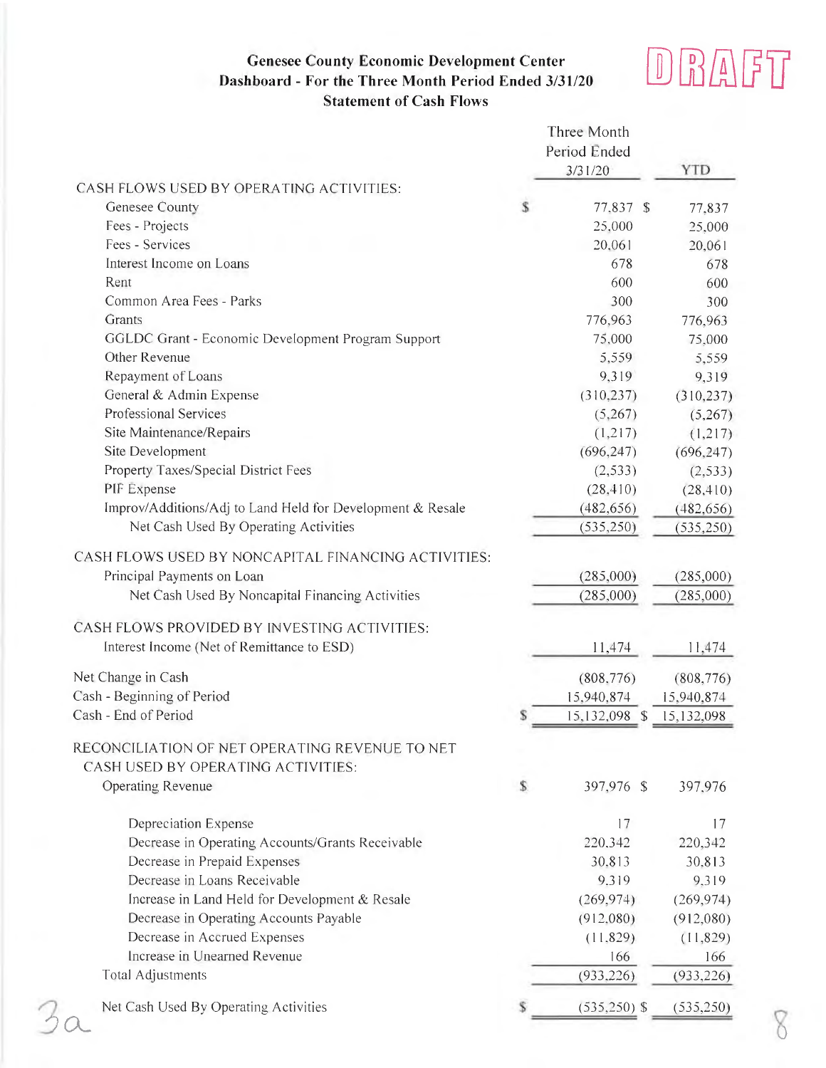# Genesee County Economic Development Center
## Dashboard - For the Three Month Period Ended 3/31/20
## Statement of Cash Flows

DRAFT

| | Three Month Period Ended 3/31/20 | YTD |
|---|---|---|
| **CASH FLOWS USED BY OPERATING ACTIVITIES:** | | |
| Genesee County | $ 77,837 | $ 77,837 |
| Fees - Projects | 25,000 | 25,000 |
| Fees - Services | 20,061 | 20,061 |
| Interest Income on Loans | 678 | 678 |
| Rent | 600 | 600 |
| Common Area Fees - Parks | 300 | 300 |
| Grants | 776,963 | 776,963 |
| GGLDC Grant - Economic Development Program Support | 75,000 | 75,000 |
| Other Revenue | 5,559 | 5,559 |
| Repayment of Loans | 9,319 | 9,319 |
| General & Admin Expense | (310,237) | (310,237) |
| Professional Services | (5,267) | (5,267) |
| Site Maintenance/Repairs | (1,217) | (1,217) |
| Site Development | (696,247) | (696,247) |
| Property Taxes/Special District Fees | (2,533) | (2,533) |
| PIF Expense | (28,410) | (28,410) |
| Improv/Additions/Adj to Land Held for Development & Resale | (482,656) | (482,656) |
| Net Cash Used By Operating Activities | (535,250) | (535,250) |
| **CASH FLOWS USED BY NONCAPITAL FINANCING ACTIVITIES:** | | |
| Principal Payments on Loan | (285,000) | (285,000) |
| Net Cash Used By Noncapital Financing Activities | (285,000) | (285,000) |
| **CASH FLOWS PROVIDED BY INVESTING ACTIVITIES:** | | |
| Interest Income (Net of Remittance to ESD) | 11,474 | 11,474 |
| Net Change in Cash | (808,776) | (808,776) |
| Cash - Beginning of Period | 15,940,874 | 15,940,874 |
| Cash - End of Period | $ 15,132,098 | $ 15,132,098 |
| **RECONCILIATION OF NET OPERATING REVENUE TO NET CASH USED BY OPERATING ACTIVITIES:** | | |
| Operating Revenue | $ 397,976 | $ 397,976 |
| Depreciation Expense | 17 | 17 |
| Decrease in Operating Accounts/Grants Receivable | 220,342 | 220,342 |
| Decrease in Prepaid Expenses | 30,813 | 30,813 |
| Decrease in Loans Receivable | 9,319 | 9,319 |
| Increase in Land Held for Development & Resale | (269,974) | (269,974) |
| Decrease in Operating Accounts Payable | (912,080) | (912,080) |
| Decrease in Accrued Expenses | (11,829) | (11,829) |
| Increase in Unearned Revenue | 166 | 166 |
| Total Adjustments | (933,226) | (933,226) |
| Net Cash Used By Operating Activities | $ (535,250) | $ (535,250) |

3a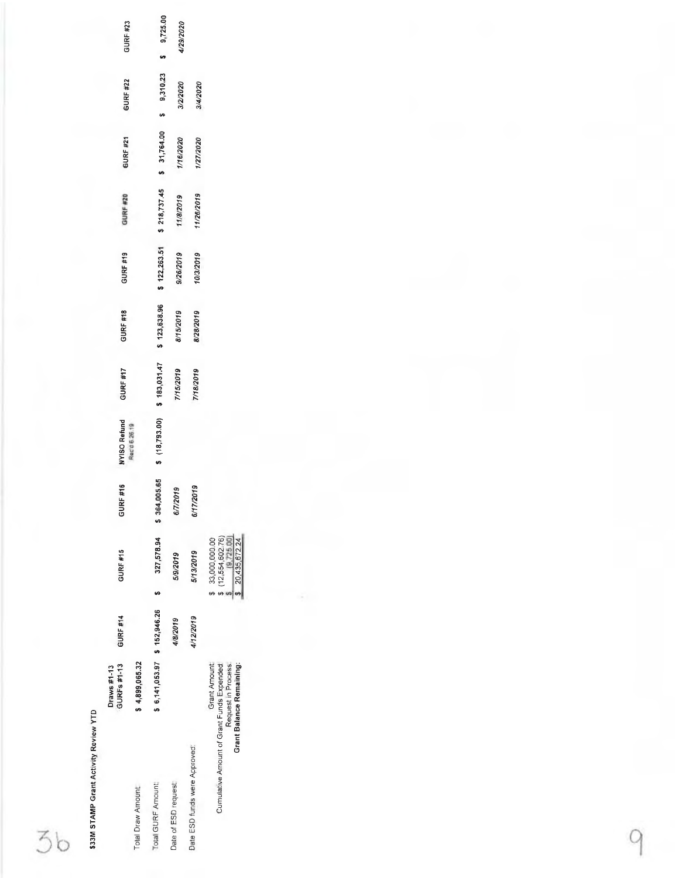**$33M STAMP Grant Activity Review YTD**

| | Draws #1-13 GURFs #1-13 | GURF #14 | GURF #15 | GURF #16 | NYISO Refund Rec'd 6.26.19 | GURF #17 | GURF #18 | GURF #19 | GURF #20 | GURF #21 | GURF #22 | GURF #23 |
|---|---|---|---|---|---|---|---|---|---|---|---|---|
| Total Draw Amount: | $ 4,899,065.32 | | | | | | | | | | | |
| Total GURF Amount: | $ 6,141,053.97 | $ 152,946.26 | $ 327,578.94 | $ 364,005.65 | $ (18,793.00) | $ 183,031.47 | $ 123,638.96 | $ 122,263.51 | $ 218,737.45 | $ 31,764.00 | $ 9,310.23 | $ 9,725.00 |
| Date of ESD request: | | 4/8/2019 | 5/9/2019 | 6/7/2019 | | 7/15/2019 | 8/15/2019 | 9/26/2019 | 11/8/2019 | 1/16/2020 | 3/2/2020 | 4/29/2020 |
| Date ESD funds were Approved: | | 4/12/2019 | 5/13/2019 | 6/17/2019 | | 7/18/2019 | 8/28/2019 | 10/3/2019 | 11/26/2019 | 1/27/2020 | 3/4/2020 | |

| | |
|---|---|
| Grant Amount: | $ 33,000,000.00 |
| Cumulative Amount of Grant Funds Expended: | $ (12,564,602.76) |
| Request in Process: | $ (9,725.00) |
| **Grant Balance Remaining:** | $ 20,435,672.24 |

3b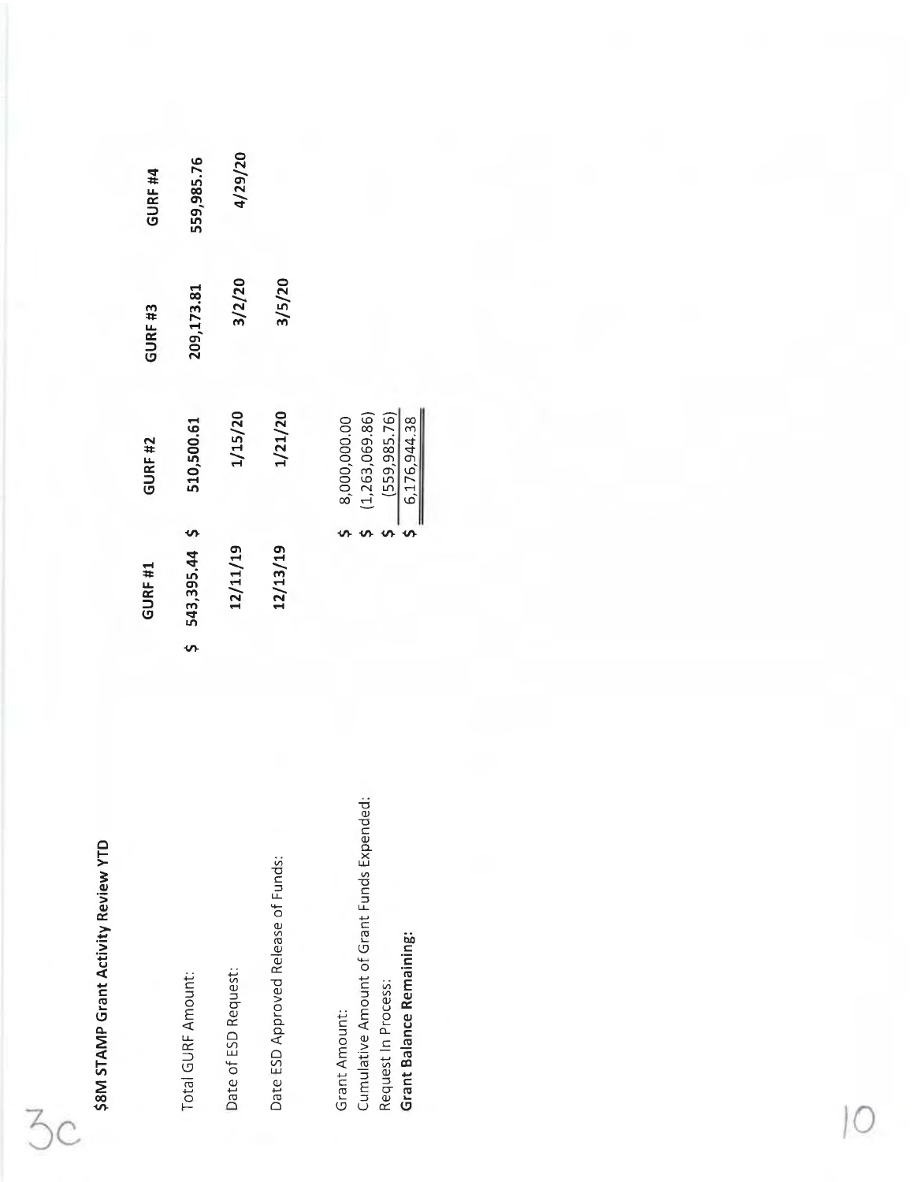3c

**$8M STAMP Grant Activity Review YTD**

| | GURF #1 | GURF #2 | GURF #3 | GURF #4 |
|---|---|---|---|---|
| Total GURF Amount: | $ 543,395.44 | $ 510,500.61 | 209,173.81 | 559,985.76 |
| Date of ESD Request: | 12/11/19 | 1/15/20 | 3/2/20 | 4/29/20 |
| Date ESD Approved Release of Funds: | 12/13/19 | 1/21/20 | 3/5/20 | |

| | |
|---|---|
| Grant Amount: | $ 8,000,000.00 |
| Cumulative Amount of Grant Funds Expended: | $ (1,263,069.86) |
| Request In Process: | $ (559,985.76) |
| **Grant Balance Remaining:** | $ 6,176,944.38 |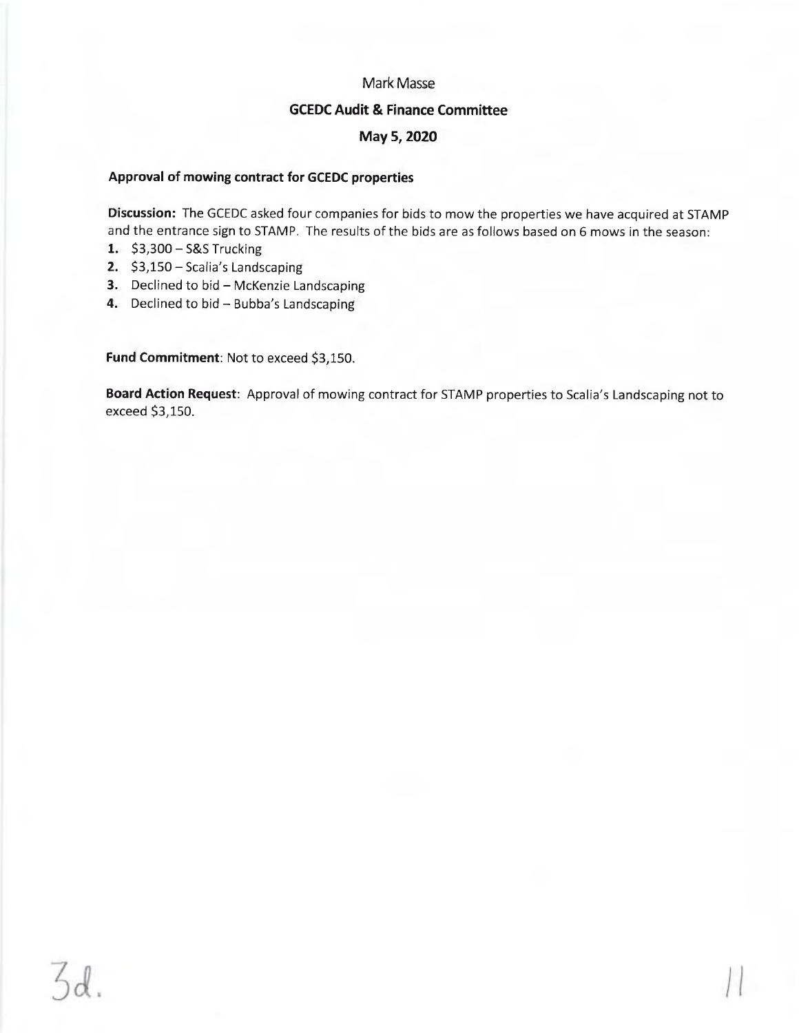Mark Masse

**GCEDC Audit & Finance Committee**

**May 5, 2020**

**Approval of mowing contract for GCEDC properties**

**Discussion:** The GCEDC asked four companies for bids to mow the properties we have acquired at STAMP and the entrance sign to STAMP. The results of the bids are as follows based on 6 mows in the season:

1. $3,300 – S&S Trucking
2. $3,150 – Scalia's Landscaping
3. Declined to bid – McKenzie Landscaping
4. Declined to bid – Bubba's Landscaping

**Fund Commitment**: Not to exceed $3,150.

**Board Action Request**: Approval of mowing contract for STAMP properties to Scalia's Landscaping not to exceed $3,150.

3d.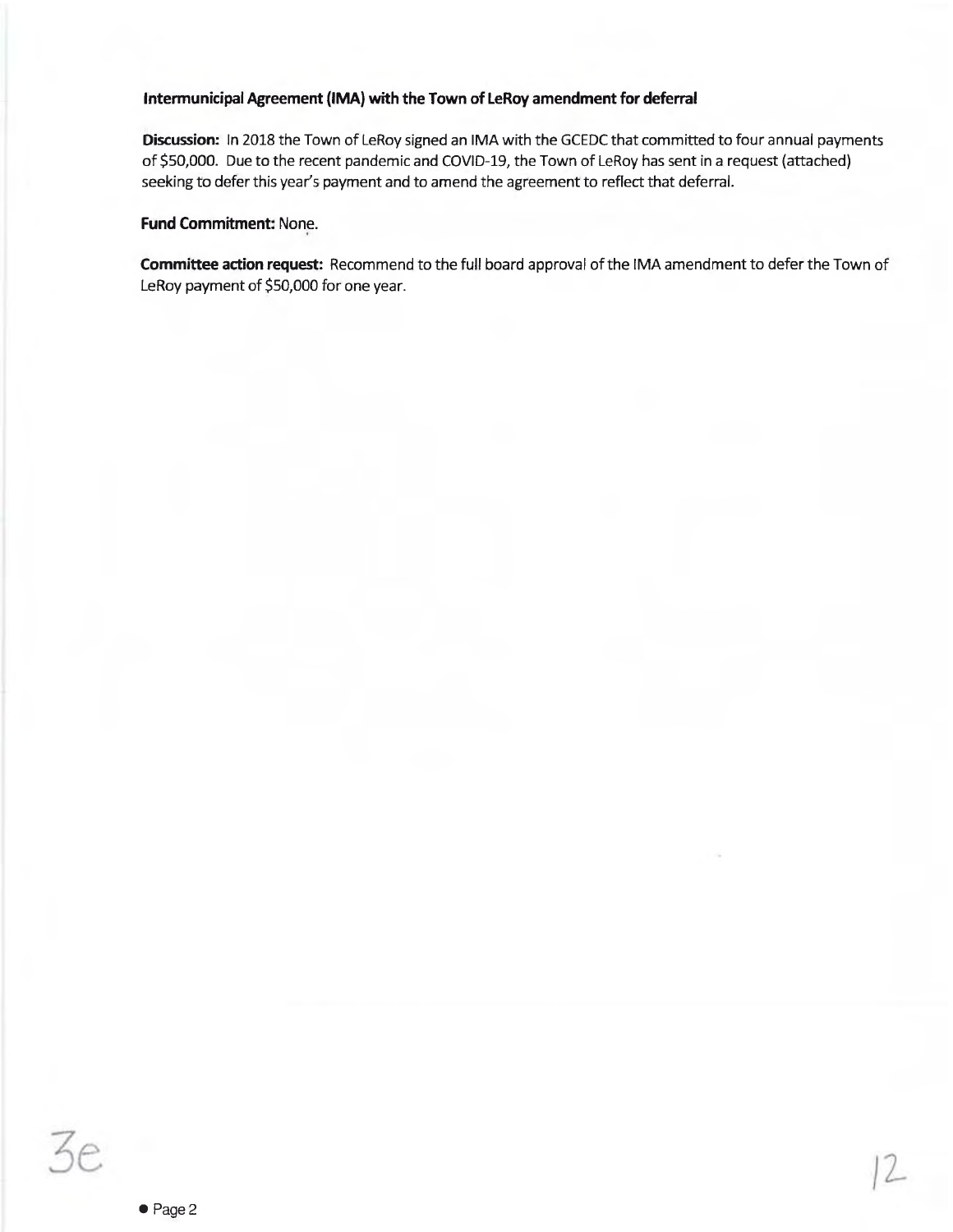**Intermunicipal Agreement (IMA) with the Town of LeRoy amendment for deferral**

**Discussion:** In 2018 the Town of LeRoy signed an IMA with the GCEDC that committed to four annual payments of $50,000. Due to the recent pandemic and COVID-19, the Town of LeRoy has sent in a request (attached) seeking to defer this year's payment and to amend the agreement to reflect that deferral.

**Fund Commitment:** None.

**Committee action request:** Recommend to the full board approval of the IMA amendment to defer the Town of LeRoy payment of $50,000 for one year.

3e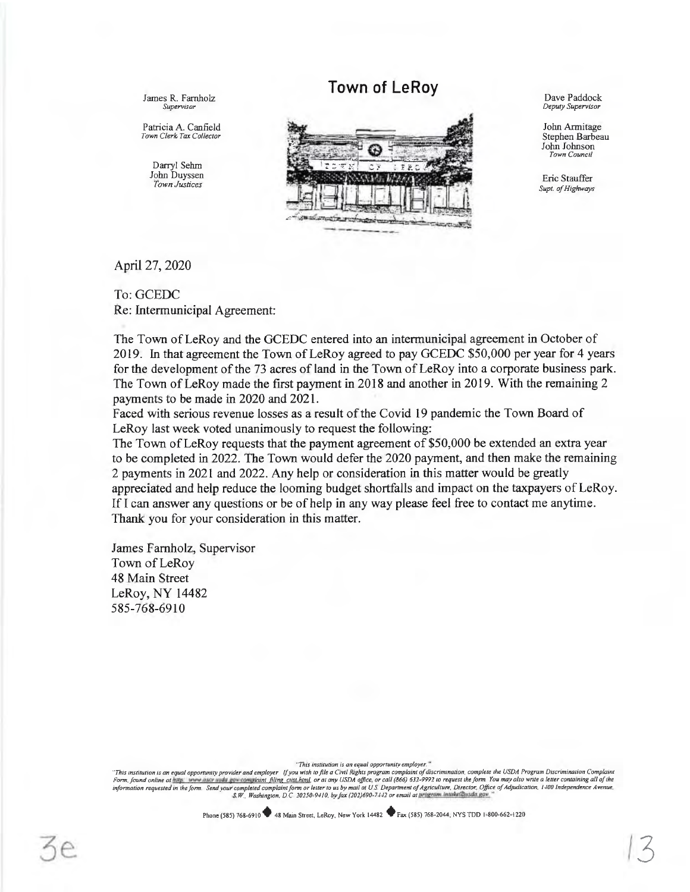# Town of LeRoy

James R. Farnholz
*Supervisor*

Patricia A. Canfield
*Town Clerk Tax Collector*

Darryl Sehm
John Duyssen
*Town Justices*

Dave Paddock
*Deputy Supervisor*

John Armitage
Stephen Barbeau
John Johnson
*Town Council*

Eric Stauffer
*Supt. of Highways*

April 27, 2020

To: GCEDC
Re: Intermunicipal Agreement:

The Town of LeRoy and the GCEDC entered into an intermunicipal agreement in October of 2019. In that agreement the Town of LeRoy agreed to pay GCEDC $50,000 per year for 4 years for the development of the 73 acres of land in the Town of LeRoy into a corporate business park. The Town of LeRoy made the first payment in 2018 and another in 2019. With the remaining 2 payments to be made in 2020 and 2021.

Faced with serious revenue losses as a result of the Covid 19 pandemic the Town Board of LeRoy last week voted unanimously to request the following:

The Town of LeRoy requests that the payment agreement of $50,000 be extended an extra year to be completed in 2022. The Town would defer the 2020 payment, and then make the remaining 2 payments in 2021 and 2022. Any help or consideration in this matter would be greatly appreciated and help reduce the looming budget shortfalls and impact on the taxpayers of LeRoy. If I can answer any questions or be of help in any way please feel free to contact me anytime. Thank you for your consideration in this matter.

James Farnholz, Supervisor
Town of LeRoy
48 Main Street
LeRoy, NY 14482
585-768-6910

*"This institution is an equal opportunity employer."*

*"This institution is an equal opportunity provider and employer. If you wish to file a Civil Rights program complaint of discrimination, complete the USDA Program Discrimination Complaint Form, found online at http://www.ascr.usda.gov/complaint_filing_cust.html, or at any USDA office, or call (866) 632-9992 to request the form. You may also write a letter containing all of the information requested in the form. Send your completed complaint form or letter to us by mail at U.S. Department of Agriculture, Director, Office of Adjudication, 1400 Independence Avenue, S.W., Washington, D.C. 20250-9410, by fax (202)690-7442 or email at program.intake@usda.gov."*

Phone (585) 768-6910 ◆ 48 Main Street, LeRoy, New York 14482 ◆ Fax (585) 768-2044, NYS TDD 1-800-662-1220

3e